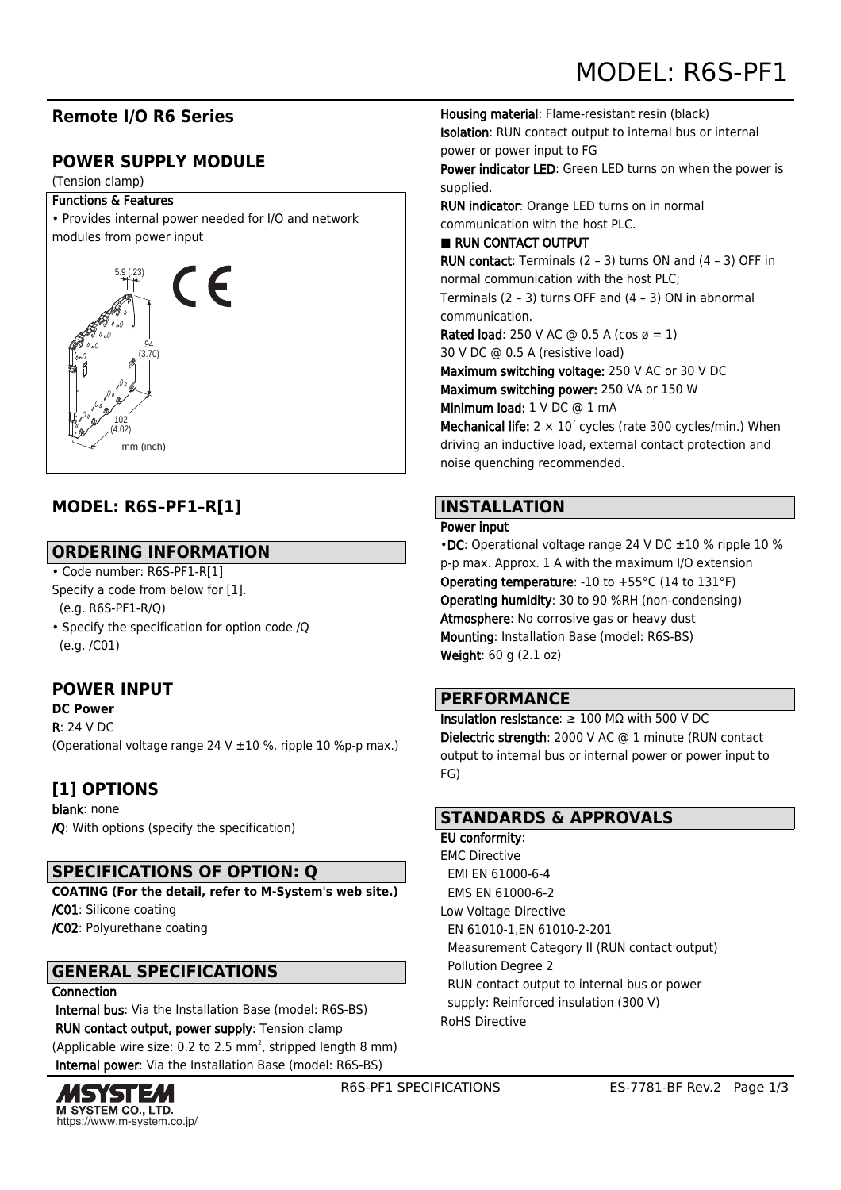# MODEL: R6S-PF1

## Remote I/O R6 Series

## POWER SUPPLY MODULE

(Tension clamp)

**Functions & Features**

• Provides internal power needed for I/O and network modules from power input

5.9 (.23)

94 (3.70)

102 (4.02)

mm (inch)

## MODEL: R6S–PF1–R[1]

## ORDERING INFORMATION

• Code number: R6S-PF1-R[1]
Specify a code from below for [1].
(e.g. R6S-PF1-R/Q)

• Specify the specification for option code /Q
(e.g. /C01)

## POWER INPUT

**DC Power**

**R**: 24 V DC
(Operational voltage range 24 V ±10 %, ripple 10 %p-p max.)

## [1] OPTIONS

**blank**: none
**/Q**: With options (specify the specification)

## SPECIFICATIONS OF OPTION: Q

**COATING (For the detail, refer to M-System's web site.)**

**/C01**: Silicone coating
**/C02**: Polyurethane coating

## GENERAL SPECIFICATIONS

**Connection**

**Internal bus**: Via the Installation Base (model: R6S-BS)
**RUN contact output, power supply**: Tension clamp
(Applicable wire size: 0.2 to 2.5 mm$^2$, stripped length 8 mm)
**Internal power**: Via the Installation Base (model: R6S-BS)

**Housing material**: Flame-resistant resin (black)
**Isolation**: RUN contact output to internal bus or internal power or power input to FG
**Power indicator LED**: Green LED turns on when the power is supplied.
**RUN indicator**: Orange LED turns on in normal communication with the host PLC.

■ **RUN CONTACT OUTPUT**

**RUN contact**: Terminals (2 – 3) turns ON and (4 – 3) OFF in normal communication with the host PLC;
Terminals (2 – 3) turns OFF and (4 – 3) ON in abnormal communication.
**Rated load**: 250 V AC @ 0.5 A (cos ø = 1)
30 V DC @ 0.5 A (resistive load)
**Maximum switching voltage:** 250 V AC or 30 V DC
**Maximum switching power:** 250 VA or 150 W
**Minimum load:** 1 V DC @ 1 mA
**Mechanical life:** $2 \times 10^7$ cycles (rate 300 cycles/min.) When driving an inductive load, external contact protection and noise quenching recommended.

## INSTALLATION

**Power input**

•**DC**: Operational voltage range 24 V DC ±10 % ripple 10 % p-p max. Approx. 1 A with the maximum I/O extension
**Operating temperature**: -10 to +55°C (14 to 131°F)
**Operating humidity**: 30 to 90 %RH (non-condensing)
**Atmosphere**: No corrosive gas or heavy dust
**Mounting**: Installation Base (model: R6S-BS)
**Weight**: 60 g (2.1 oz)

## PERFORMANCE

**Insulation resistance**: ≥ 100 MΩ with 500 V DC
**Dielectric strength**: 2000 V AC @ 1 minute (RUN contact output to internal bus or internal power or power input to FG)

## STANDARDS & APPROVALS

**EU conformity**:
EMC Directive
EMI EN 61000-6-4
EMS EN 61000-6-2
Low Voltage Directive
EN 61010-1,EN 61010-2-201
Measurement Category II (RUN contact output)
Pollution Degree 2
RUN contact output to internal bus or power supply: Reinforced insulation (300 V)
RoHS Directive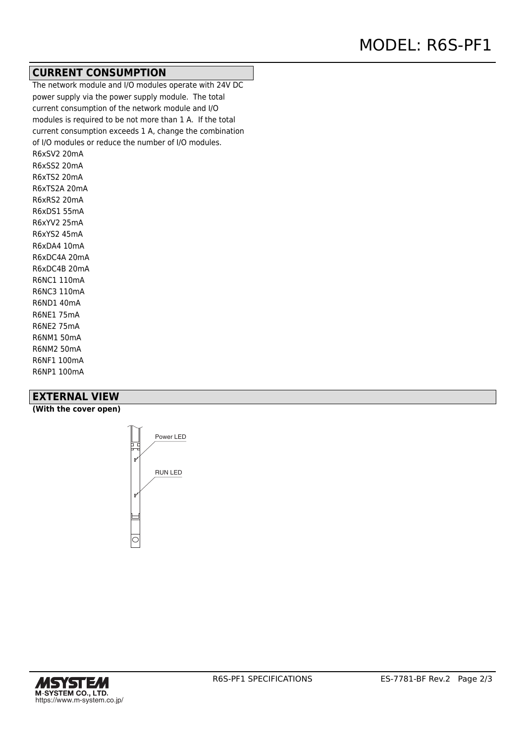## CURRENT CONSUMPTION

The network module and I/O modules operate with 24V DC power supply via the power supply module. The total current consumption of the network module and I/O modules is required to be not more than 1 A. If the total current consumption exceeds 1 A, change the combination of I/O modules or reduce the number of I/O modules.

R6xSV2 20mA
R6xSS2 20mA
R6xTS2 20mA
R6xTS2A 20mA
R6xRS2 20mA
R6xDS1 55mA
R6xYV2 25mA
R6xYS2 45mA
R6xDA4 10mA
R6xDC4A 20mA
R6xDC4B 20mA
R6NC1 110mA
R6NC3 110mA
R6ND1 40mA
R6NE1 75mA
R6NE2 75mA
R6NM1 50mA
R6NM2 50mA
R6NF1 100mA
R6NP1 100mA

## EXTERNAL VIEW

**(With the cover open)**

Power LED

RUN LED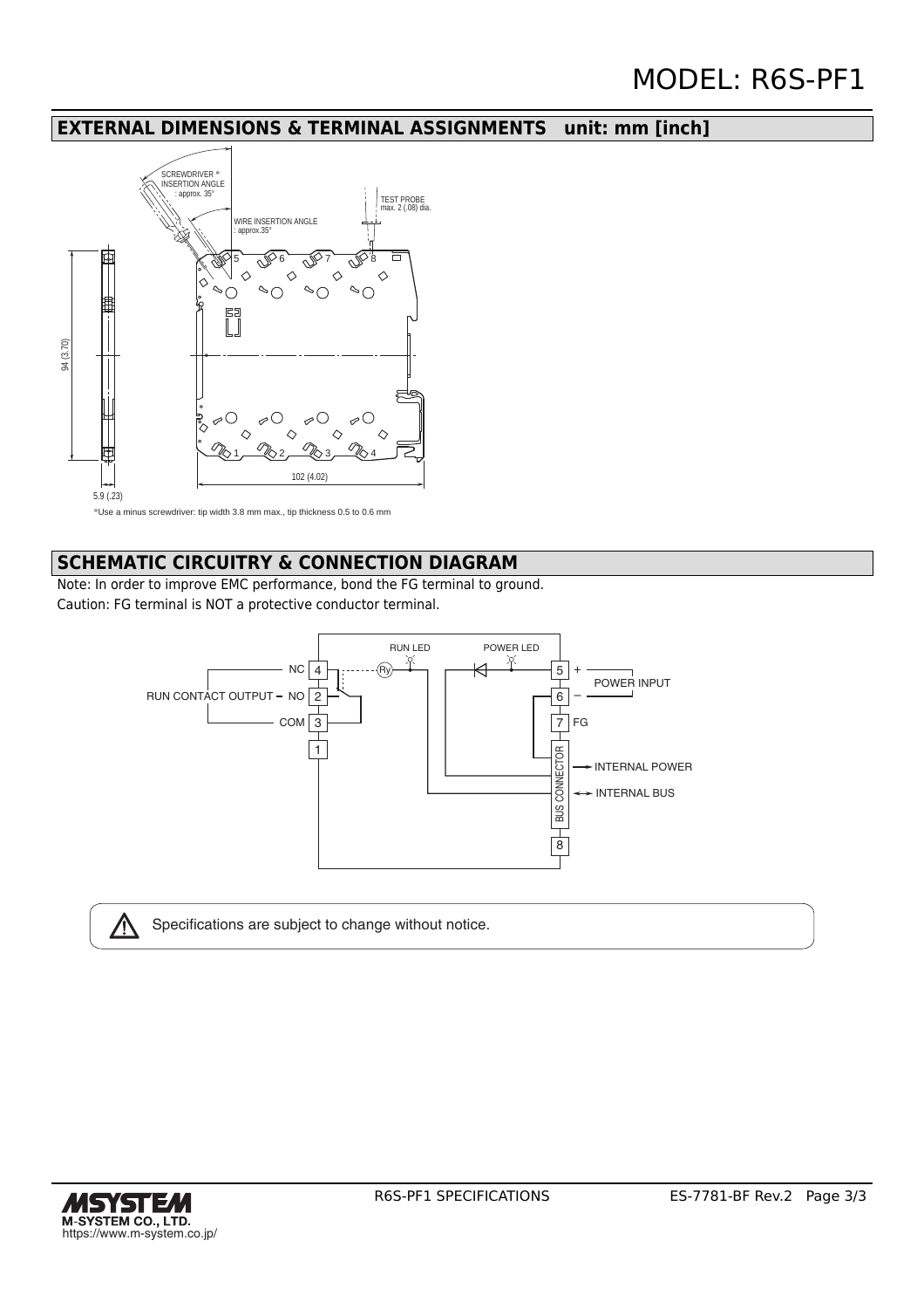## EXTERNAL DIMENSIONS & TERMINAL ASSIGNMENTS unit: mm [inch]

SCREWDRIVER *
INSERTION ANGLE
: approx. 35°

WIRE INSERTION ANGLE
: approx.35°

TEST PROBE
max. 2 (.08) dia.

5 6 7 8

1 2 3 4

94 (3.70)

102 (4.02)

5.9 (.23)

*Use a minus screwdriver: tip width 3.8 mm max., tip thickness 0.5 to 0.6 mm

## SCHEMATIC CIRCUITRY & CONNECTION DIAGRAM

Note: In order to improve EMC performance, bond the FG terminal to ground.

Caution: FG terminal is NOT a protective conductor terminal.

RUN LED

POWER LED

NC 4

RUN CONTACT OUTPUT – NO 2

COM 3

1

Ry

5 +

6 –

POWER INPUT

7 FG

BUS CONNECTOR

INTERNAL POWER

INTERNAL BUS

8

Specifications are subject to change without notice.